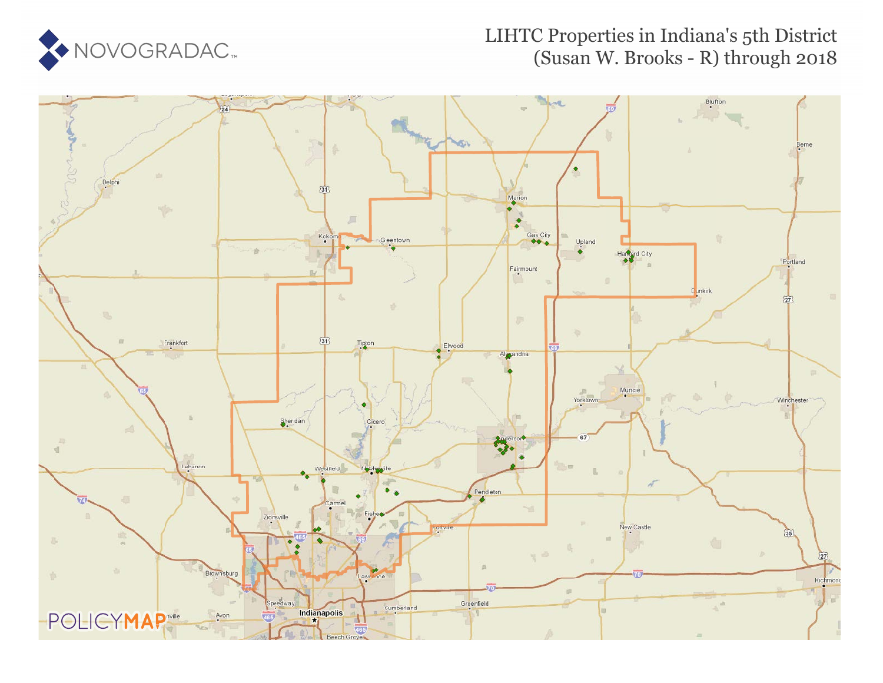NOVOGRADAC

# LIHTC Properties in Indiana's 5th District (Susan W. Brooks - R) through 2018

POLICYMAP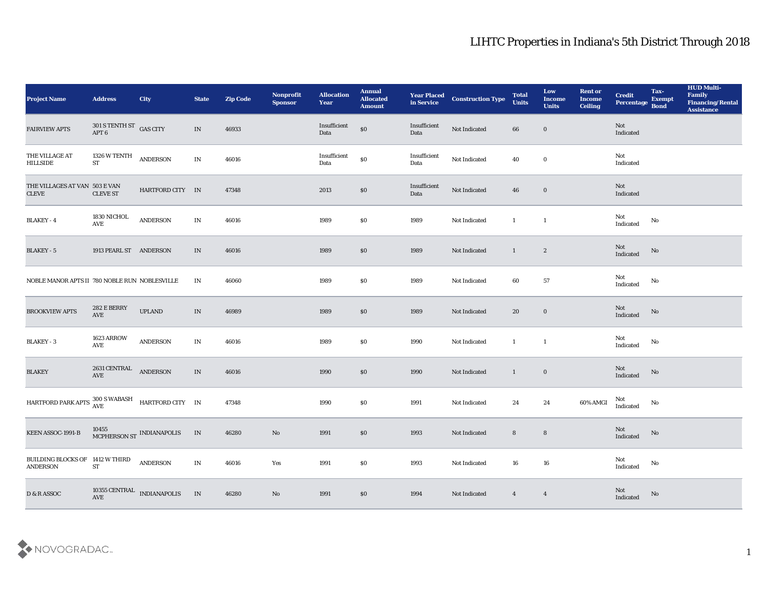# LIHTC Properties in Indiana's 5th District Through 2018

| Project Name | Address | City | State | Zip Code | Nonprofit Sponsor | Allocation Year | Annual Allocated Amount | Year Placed in Service | Construction Type | Total Units | Low Income Units | Rent or Income Ceiling | Credit Percentage | Tax-Exempt Bond | HUD Multi-Family Financing/Rental Assistance |
|---|---|---|---|---|---|---|---|---|---|---|---|---|---|---|---|
| FAIRVIEW APTS | 301 S TENTH ST APT 6 | GAS CITY | IN | 46933 | | Insufficient Data | $0 | Insufficient Data | Not Indicated | 66 | 0 | | Not Indicated | | |
| THE VILLAGE AT HILLSIDE | 1326 W TENTH ST | ANDERSON | IN | 46016 | | Insufficient Data | $0 | Insufficient Data | Not Indicated | 40 | 0 | | Not Indicated | | |
| THE VILLAGES AT VAN CLEVE | 503 E VAN CLEVE ST | HARTFORD CITY | IN | 47348 | | 2013 | $0 | Insufficient Data | Not Indicated | 46 | 0 | | Not Indicated | | |
| BLAKEY - 4 | 1830 NICHOL AVE | ANDERSON | IN | 46016 | | 1989 | $0 | 1989 | Not Indicated | 1 | 1 | | Not Indicated | No | |
| BLAKEY - 5 | 1913 PEARL ST | ANDERSON | IN | 46016 | | 1989 | $0 | 1989 | Not Indicated | 1 | 2 | | Not Indicated | No | |
| NOBLE MANOR APTS II | 780 NOBLE RUN | NOBLESVILLE | IN | 46060 | | 1989 | $0 | 1989 | Not Indicated | 60 | 57 | | Not Indicated | No | |
| BROOKVIEW APTS | 282 E BERRY AVE | UPLAND | IN | 46989 | | 1989 | $0 | 1989 | Not Indicated | 20 | 0 | | Not Indicated | No | |
| BLAKEY - 3 | 1623 ARROW AVE | ANDERSON | IN | 46016 | | 1989 | $0 | 1990 | Not Indicated | 1 | 1 | | Not Indicated | No | |
| BLAKEY | 2631 CENTRAL AVE | ANDERSON | IN | 46016 | | 1990 | $0 | 1990 | Not Indicated | 1 | 0 | | Not Indicated | No | |
| HARTFORD PARK APTS | 300 S WABASH AVE | HARTFORD CITY | IN | 47348 | | 1990 | $0 | 1991 | Not Indicated | 24 | 24 | 60% AMGI | Not Indicated | No | |
| KEEN ASSOC-1991-B | 10455 MCPHERSON ST | INDIANAPOLIS | IN | 46280 | No | 1991 | $0 | 1993 | Not Indicated | 8 | 8 | | Not Indicated | No | |
| BUILDING BLOCKS OF ANDERSON | 1412 W THIRD ST | ANDERSON | IN | 46016 | Yes | 1991 | $0 | 1993 | Not Indicated | 16 | 16 | | Not Indicated | No | |
| D & R ASSOC | 10355 CENTRAL AVE | INDIANAPOLIS | IN | 46280 | No | 1991 | $0 | 1994 | Not Indicated | 4 | 4 | | Not Indicated | No | |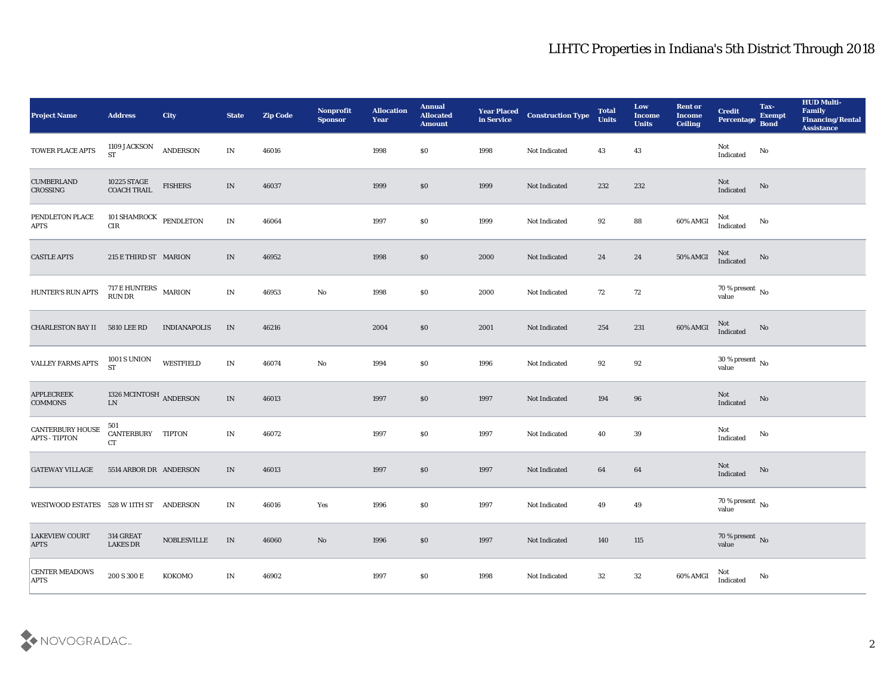# LIHTC Properties in Indiana's 5th District Through 2018

| Project Name | Address | City | State | Zip Code | Nonprofit Sponsor | Allocation Year | Annual Allocated Amount | Year Placed in Service | Construction Type | Total Units | Low Income Units | Rent or Income Ceiling | Credit Percentage | Tax-Exempt Bond | HUD Multi-Family Financing/Rental Assistance |
|---|---|---|---|---|---|---|---|---|---|---|---|---|---|---|---|
| TOWER PLACE APTS | 1109 JACKSON ST | ANDERSON | IN | 46016 | | 1998 | $0 | 1998 | Not Indicated | 43 | 43 | | Not Indicated | No | |
| CUMBERLAND CROSSING | 10225 STAGE COACH TRAIL | FISHERS | IN | 46037 | | 1999 | $0 | 1999 | Not Indicated | 232 | 232 | | Not Indicated | No | |
| PENDLETON PLACE APTS | 101 SHAMROCK CIR | PENDLETON | IN | 46064 | | 1997 | $0 | 1999 | Not Indicated | 92 | 88 | 60% AMGI | Not Indicated | No | |
| CASTLE APTS | 215 E THIRD ST | MARION | IN | 46952 | | 1998 | $0 | 2000 | Not Indicated | 24 | 24 | 50% AMGI | Not Indicated | No | |
| HUNTER'S RUN APTS | 717 E HUNTERS RUN DR | MARION | IN | 46953 | No | 1998 | $0 | 2000 | Not Indicated | 72 | 72 | | 70 % present value | No | |
| CHARLESTON BAY II | 5810 LEE RD | INDIANAPOLIS | IN | 46216 | | 2004 | $0 | 2001 | Not Indicated | 254 | 231 | 60% AMGI | Not Indicated | No | |
| VALLEY FARMS APTS | 1001 S UNION ST | WESTFIELD | IN | 46074 | No | 1994 | $0 | 1996 | Not Indicated | 92 | 92 | | 30 % present value | No | |
| APPLECREEK COMMONS | 1326 MCINTOSH LN | ANDERSON | IN | 46013 | | 1997 | $0 | 1997 | Not Indicated | 194 | 96 | | Not Indicated | No | |
| CANTERBURY HOUSE APTS - TIPTON | 501 CANTERBURY CT | TIPTON | IN | 46072 | | 1997 | $0 | 1997 | Not Indicated | 40 | 39 | | Not Indicated | No | |
| GATEWAY VILLAGE | 5514 ARBOR DR | ANDERSON | IN | 46013 | | 1997 | $0 | 1997 | Not Indicated | 64 | 64 | | Not Indicated | No | |
| WESTWOOD ESTATES | 528 W 11TH ST | ANDERSON | IN | 46016 | Yes | 1996 | $0 | 1997 | Not Indicated | 49 | 49 | | 70 % present value | No | |
| LAKEVIEW COURT APTS | 314 GREAT LAKES DR | NOBLESVILLE | IN | 46060 | No | 1996 | $0 | 1997 | Not Indicated | 140 | 115 | | 70 % present value | No | |
| CENTER MEADOWS APTS | 200 S 300 E | KOKOMO | IN | 46902 | | 1997 | $0 | 1998 | Not Indicated | 32 | 32 | 60% AMGI | Not Indicated | No | |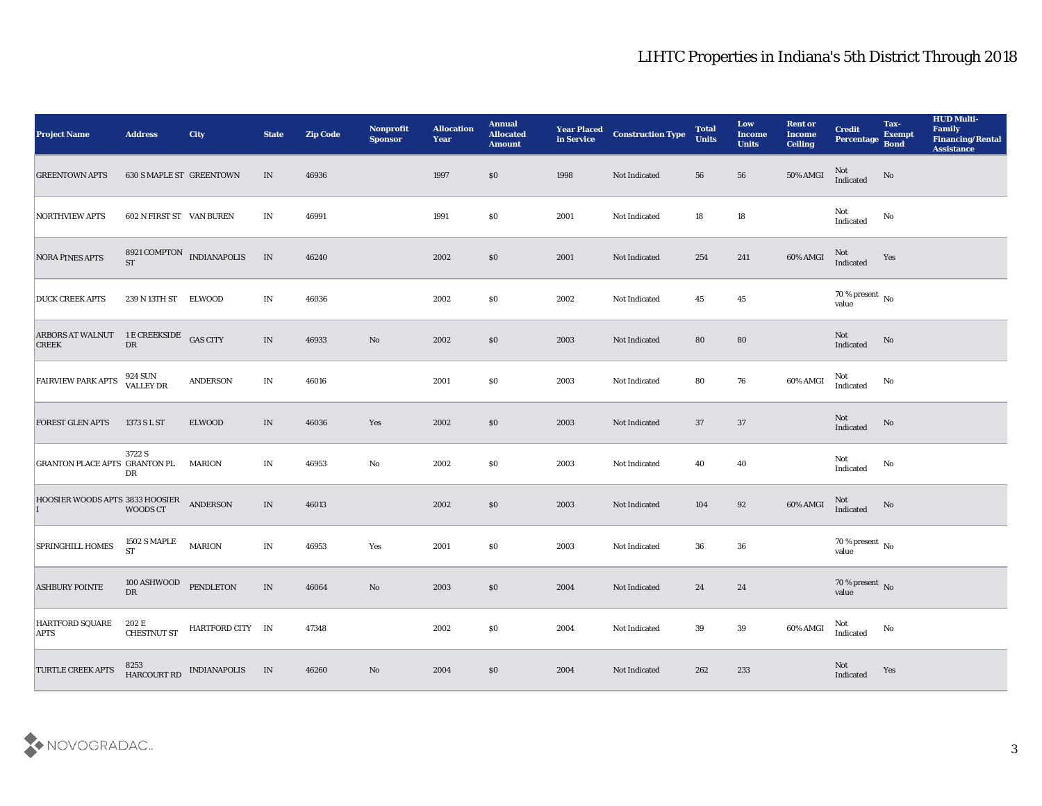# LIHTC Properties in Indiana's 5th District Through 2018

| Project Name | Address | City | State | Zip Code | Nonprofit Sponsor | Allocation Year | Annual Allocated Amount | Year Placed in Service | Construction Type | Total Units | Low Income Units | Rent or Income Ceiling | Credit Percentage | Tax-Exempt Bond | HUD Multi-Family Financing/Rental Assistance |
|---|---|---|---|---|---|---|---|---|---|---|---|---|---|---|---|
| GREENTOWN APTS | 630 S MAPLE ST | GREENTOWN | IN | 46936 | | 1997 | $0 | 1998 | Not Indicated | 56 | 56 | 50% AMGI | Not Indicated | No | |
| NORTHVIEW APTS | 602 N FIRST ST | VAN BUREN | IN | 46991 | | 1991 | $0 | 2001 | Not Indicated | 18 | 18 | | Not Indicated | No | |
| NORA PINES APTS | 8921 COMPTON ST | INDIANAPOLIS | IN | 46240 | | 2002 | $0 | 2001 | Not Indicated | 254 | 241 | 60% AMGI | Not Indicated | Yes | |
| DUCK CREEK APTS | 239 N 13TH ST | ELWOOD | IN | 46036 | | 2002 | $0 | 2002 | Not Indicated | 45 | 45 | | 70 % present value | No | |
| ARBORS AT WALNUT CREEK | 1 E CREEKSIDE DR | GAS CITY | IN | 46933 | No | 2002 | $0 | 2003 | Not Indicated | 80 | 80 | | Not Indicated | No | |
| FAIRVIEW PARK APTS | 924 SUN VALLEY DR | ANDERSON | IN | 46016 | | 2001 | $0 | 2003 | Not Indicated | 80 | 76 | 60% AMGI | Not Indicated | No | |
| FOREST GLEN APTS | 1373 S L ST | ELWOOD | IN | 46036 | Yes | 2002 | $0 | 2003 | Not Indicated | 37 | 37 | | Not Indicated | No | |
| GRANTON PLACE APTS | 3722 S GRANTON PL DR | MARION | IN | 46953 | No | 2002 | $0 | 2003 | Not Indicated | 40 | 40 | | Not Indicated | No | |
| HOOSIER WOODS APTS I | 3833 HOOSIER WOODS CT | ANDERSON | IN | 46013 | | 2002 | $0 | 2003 | Not Indicated | 104 | 92 | 60% AMGI | Not Indicated | No | |
| SPRINGHILL HOMES | 1502 S MAPLE ST | MARION | IN | 46953 | Yes | 2001 | $0 | 2003 | Not Indicated | 36 | 36 | | 70 % present value | No | |
| ASHBURY POINTE | 100 ASHWOOD DR | PENDLETON | IN | 46064 | No | 2003 | $0 | 2004 | Not Indicated | 24 | 24 | | 70 % present value | No | |
| HARTFORD SQUARE APTS | 202 E CHESTNUT ST | HARTFORD CITY | IN | 47348 | | 2002 | $0 | 2004 | Not Indicated | 39 | 39 | 60% AMGI | Not Indicated | No | |
| TURTLE CREEK APTS | 8253 HARCOURT RD | INDIANAPOLIS | IN | 46260 | No | 2004 | $0 | 2004 | Not Indicated | 262 | 233 | | Not Indicated | Yes | |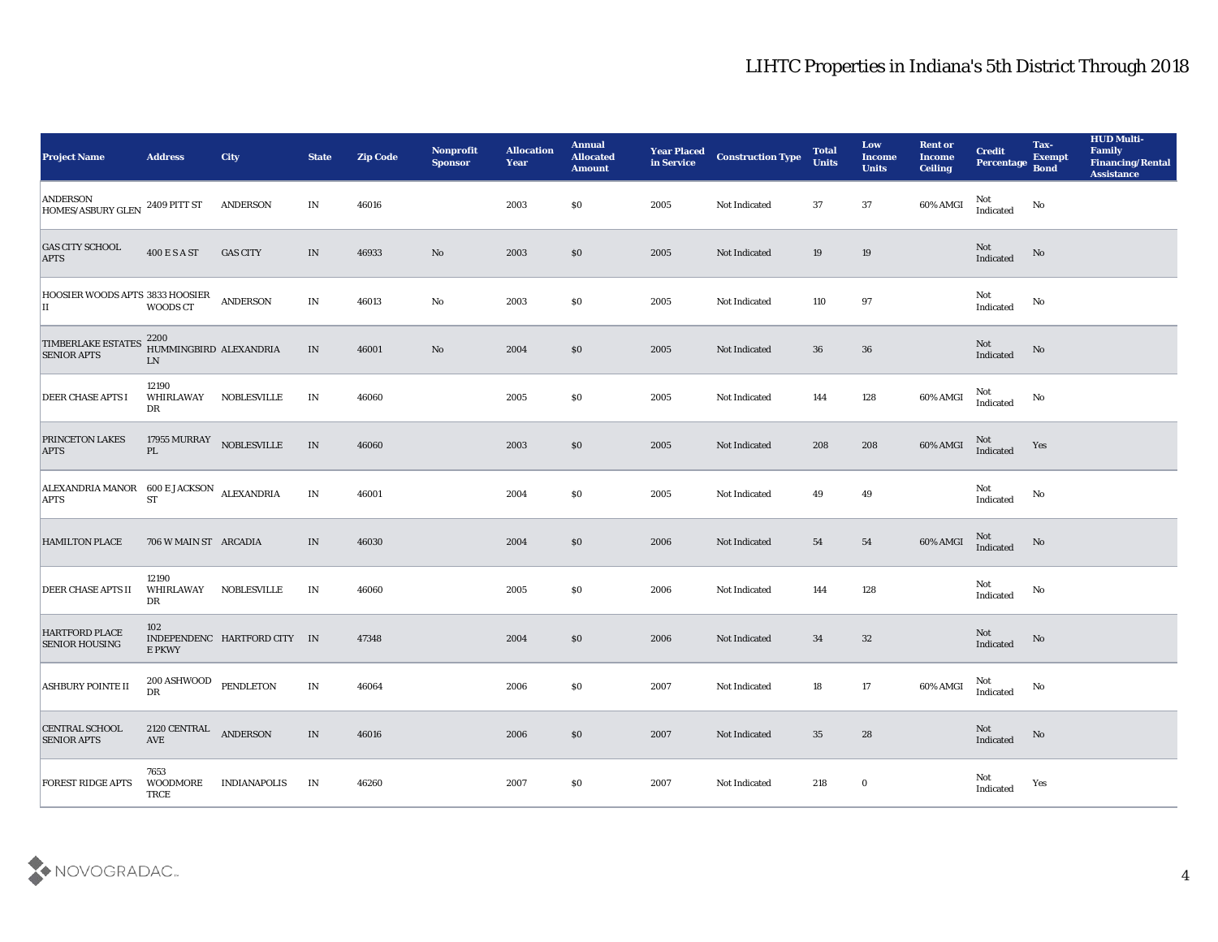## LIHTC Properties in Indiana's 5th District Through 2018

| Project Name | Address | City | State | Zip Code | Nonprofit Sponsor | Allocation Year | Annual Allocated Amount | Year Placed in Service | Construction Type | Total Units | Low Income Units | Rent or Income Ceiling | Credit Percentage | Tax-Exempt Bond | HUD Multi-Family Financing/Rental Assistance |
|---|---|---|---|---|---|---|---|---|---|---|---|---|---|---|---|
| ANDERSON HOMES/ASBURY GLEN | 2409 PITT ST | ANDERSON | IN | 46016 | | 2003 | $0 | 2005 | Not Indicated | 37 | 37 | 60% AMGI | Not Indicated | No | |
| GAS CITY SCHOOL APTS | 400 E S A ST | GAS CITY | IN | 46933 | No | 2003 | $0 | 2005 | Not Indicated | 19 | 19 | | Not Indicated | No | |
| HOOSIER WOODS APTS II | 3833 HOOSIER WOODS CT | ANDERSON | IN | 46013 | No | 2003 | $0 | 2005 | Not Indicated | 110 | 97 | | Not Indicated | No | |
| TIMBERLAKE ESTATES SENIOR APTS | 2200 HUMMINGBIRD LN | ALEXANDRIA | IN | 46001 | No | 2004 | $0 | 2005 | Not Indicated | 36 | 36 | | Not Indicated | No | |
| DEER CHASE APTS I | 12190 WHIRLAWAY DR | NOBLESVILLE | IN | 46060 | | 2005 | $0 | 2005 | Not Indicated | 144 | 128 | 60% AMGI | Not Indicated | No | |
| PRINCETON LAKES APTS | 17955 MURRAY PL | NOBLESVILLE | IN | 46060 | | 2003 | $0 | 2005 | Not Indicated | 208 | 208 | 60% AMGI | Not Indicated | Yes | |
| ALEXANDRIA MANOR APTS | 600 E JACKSON ST | ALEXANDRIA | IN | 46001 | | 2004 | $0 | 2005 | Not Indicated | 49 | 49 | | Not Indicated | No | |
| HAMILTON PLACE | 706 W MAIN ST | ARCADIA | IN | 46030 | | 2004 | $0 | 2006 | Not Indicated | 54 | 54 | 60% AMGI | Not Indicated | No | |
| DEER CHASE APTS II | 12190 WHIRLAWAY DR | NOBLESVILLE | IN | 46060 | | 2005 | $0 | 2006 | Not Indicated | 144 | 128 | | Not Indicated | No | |
| HARTFORD PLACE SENIOR HOUSING | 102 INDEPENDENCE PKWY | HARTFORD CITY | IN | 47348 | | 2004 | $0 | 2006 | Not Indicated | 34 | 32 | | Not Indicated | No | |
| ASHBURY POINTE II | 200 ASHWOOD DR | PENDLETON | IN | 46064 | | 2006 | $0 | 2007 | Not Indicated | 18 | 17 | 60% AMGI | Not Indicated | No | |
| CENTRAL SCHOOL SENIOR APTS | 2120 CENTRAL AVE | ANDERSON | IN | 46016 | | 2006 | $0 | 2007 | Not Indicated | 35 | 28 | | Not Indicated | No | |
| FOREST RIDGE APTS | 7653 WOODMORE TRCE | INDIANAPOLIS | IN | 46260 | | 2007 | $0 | 2007 | Not Indicated | 218 | 0 | | Not Indicated | Yes | |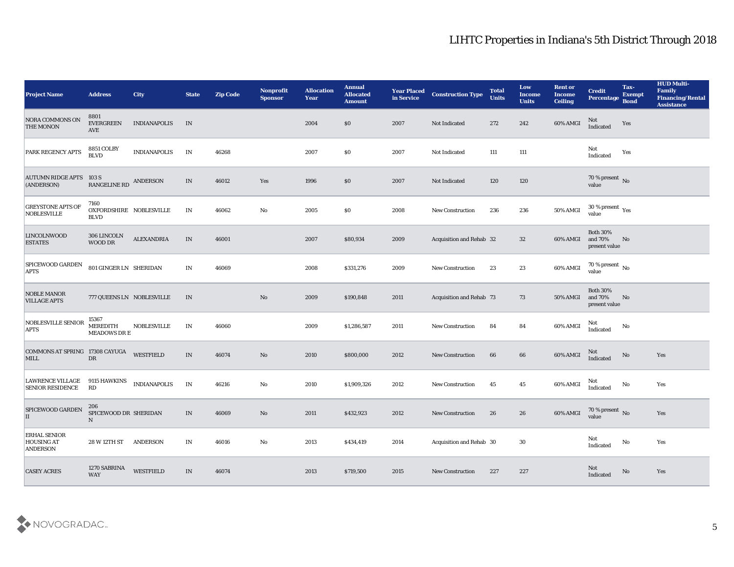# LIHTC Properties in Indiana's 5th District Through 2018

| Project Name | Address | City | State | Zip Code | Nonprofit Sponsor | Allocation Year | Annual Allocated Amount | Year Placed in Service | Construction Type | Total Units | Low Income Units | Rent or Income Ceiling | Credit Percentage | Tax-Exempt Bond | HUD Multi-Family Financing/Rental Assistance |
|---|---|---|---|---|---|---|---|---|---|---|---|---|---|---|---|
| NORA COMMONS ON THE MONON | 8801 EVERGREEN AVE | INDIANAPOLIS | IN | | | 2004 | $0 | 2007 | Not Indicated | 272 | 242 | 60% AMGI | Not Indicated | Yes | |
| PARK REGENCY APTS | 8851 COLBY BLVD | INDIANAPOLIS | IN | 46268 | | 2007 | $0 | 2007 | Not Indicated | 111 | 111 | | Not Indicated | Yes | |
| AUTUMN RIDGE APTS (ANDERSON) | 103 S RANGELINE RD | ANDERSON | IN | 46012 | Yes | 1996 | $0 | 2007 | Not Indicated | 120 | 120 | | 70 % present value | No | |
| GREYSTONE APTS OF NOBLESVILLE | 7160 OXFORDSHIRE BLVD | NOBLESVILLE | IN | 46062 | No | 2005 | $0 | 2008 | New Construction | 236 | 236 | 50% AMGI | 30 % present value | Yes | |
| LINCOLNWOOD ESTATES | 306 LINCOLN WOOD DR | ALEXANDRIA | IN | 46001 | | 2007 | $80,934 | 2009 | Acquisition and Rehab | 32 | 32 | 60% AMGI | Both 30% and 70% present value | No | |
| SPICEWOOD GARDEN APTS | 801 GINGER LN | SHERIDAN | IN | 46069 | | 2008 | $331,276 | 2009 | New Construction | 23 | 23 | 60% AMGI | 70 % present value | No | |
| NOBLE MANOR VILLAGE APTS | 777 QUEENS LN | NOBLESVILLE | IN | | No | 2009 | $190,848 | 2011 | Acquisition and Rehab | 73 | 73 | 50% AMGI | Both 30% and 70% present value | No | |
| NOBLESVILLE SENIOR APTS | 15367 MEREDITH MEADOWS DR E | NOBLESVILLE | IN | 46060 | | 2009 | $1,286,587 | 2011 | New Construction | 84 | 84 | 60% AMGI | Not Indicated | No | |
| COMMONS AT SPRING MILL | 17308 CAYUGA DR | WESTFIELD | IN | 46074 | No | 2010 | $800,000 | 2012 | New Construction | 66 | 66 | 60% AMGI | Not Indicated | No | Yes |
| LAWRENCE VILLAGE SENIOR RESIDENCE | 9115 HAWKINS RD | INDIANAPOLIS | IN | 46216 | No | 2010 | $1,909,326 | 2012 | New Construction | 45 | 45 | 60% AMGI | Not Indicated | No | Yes |
| SPICEWOOD GARDEN II | 206 SPICEWOOD DR N | SHERIDAN | IN | 46069 | No | 2011 | $432,923 | 2012 | New Construction | 26 | 26 | 60% AMGI | 70 % present value | No | Yes |
| ERHAL SENIOR HOUSING AT ANDERSON | 28 W 12TH ST | ANDERSON | IN | 46016 | No | 2013 | $434,419 | 2014 | Acquisition and Rehab | 30 | 30 | | Not Indicated | No | Yes |
| CASEY ACRES | 1270 SABRINA WAY | WESTFIELD | IN | 46074 | | 2013 | $719,500 | 2015 | New Construction | 227 | 227 | | Not Indicated | No | Yes |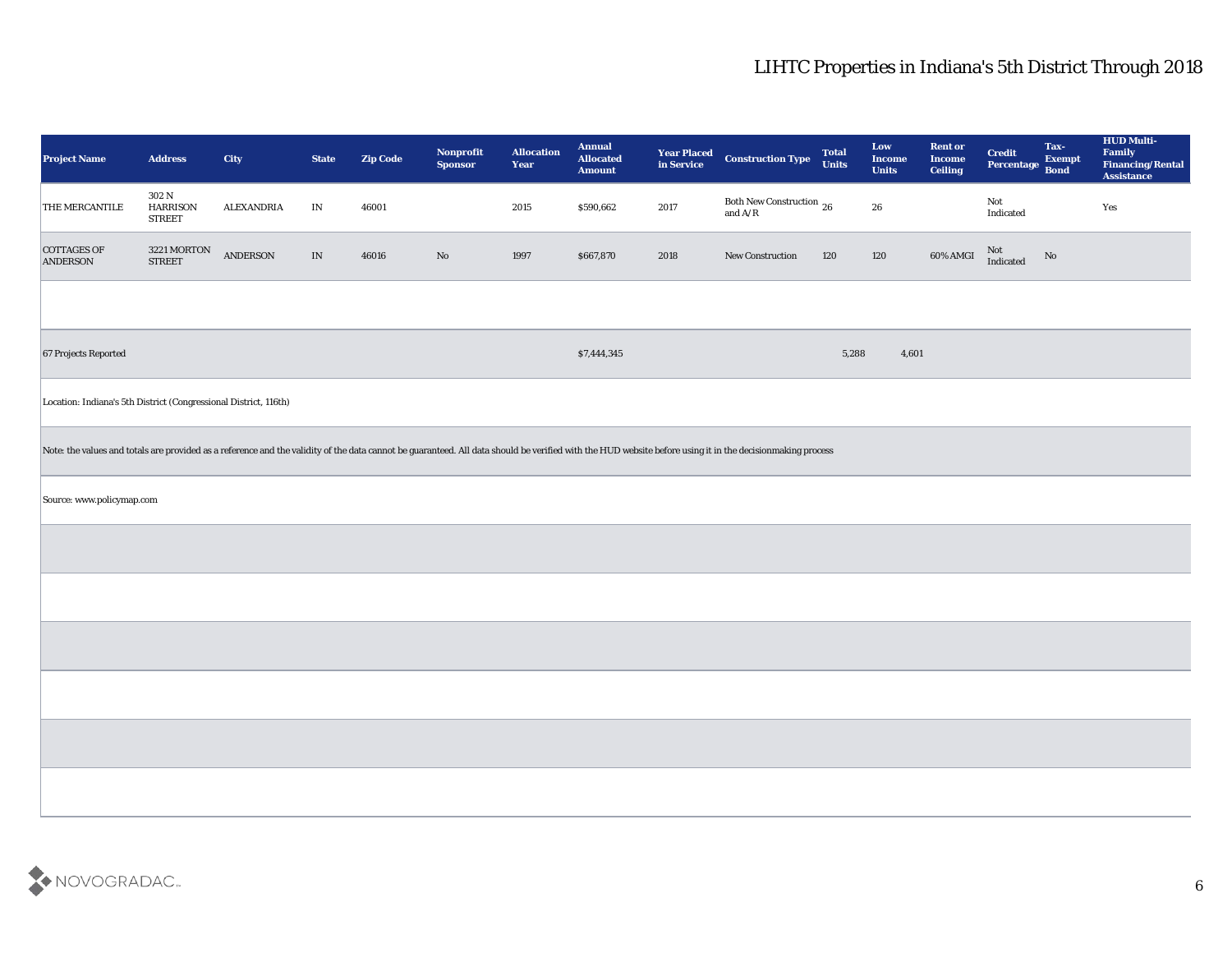| Project Name | Address | City | State | Zip Code | Nonprofit Sponsor | Allocation Year | Annual Allocated Amount | Year Placed in Service | Construction Type | Total Units | Low Income Units | Rent or Income Ceiling | Credit Percentage | Tax-Exempt Bond | HUD Multi-Family Financing/Rental Assistance |
|---|---|---|---|---|---|---|---|---|---|---|---|---|---|---|---|
| THE MERCANTILE | 302 N HARRISON STREET | ALEXANDRIA | IN | 46001 | | 2015 | $590,662 | 2017 | Both New Construction and A/R | 26 | 26 | | Not Indicated | | Yes |
| COTTAGES OF ANDERSON | 3221 MORTON STREET | ANDERSON | IN | 46016 | No | 1997 | $667,870 | 2018 | New Construction | 120 | 120 | 60% AMGI | Not Indicated | No | |
| 67 Projects Reported | | | | | | | $7,444,345 | | | 5,288 | 4,601 | | | | |

Location: Indiana's 5th District (Congressional District, 116th)

Note: the values and totals are provided as a reference and the validity of the data cannot be guaranteed. All data should be verified with the HUD website before using it in the decisionmaking process

Source: www.policymap.com